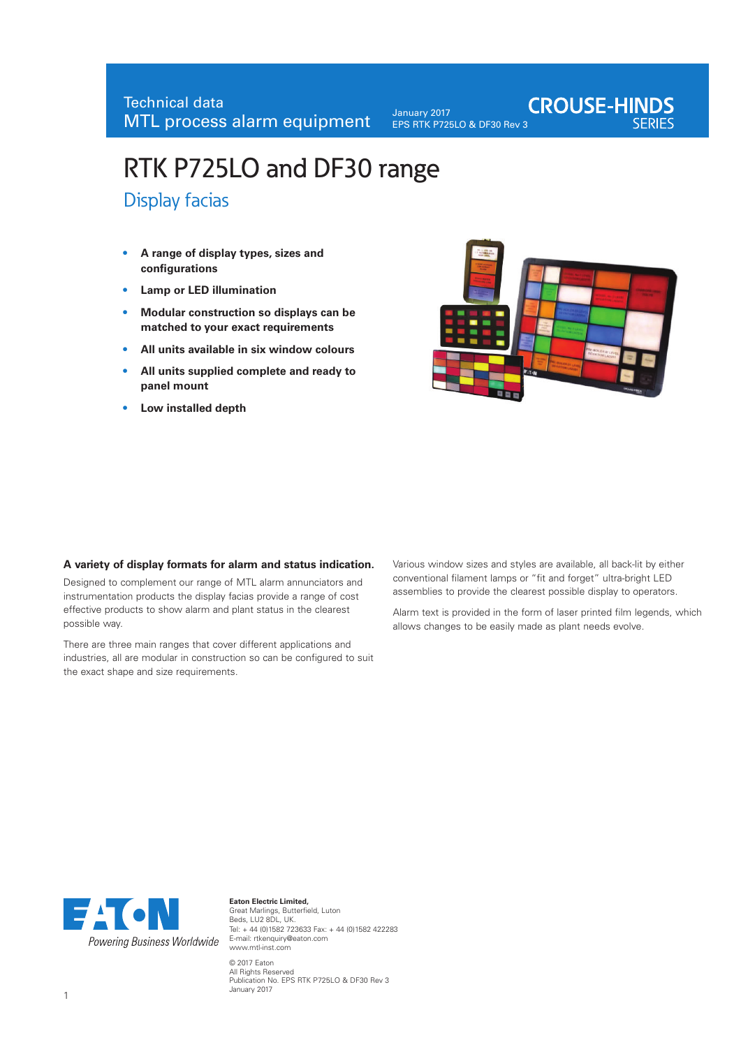Technical data
MTL process alarm equipment

January 2017
EPS RTK P725LO & DF30 Rev 3

CROUSE-HINDS SERIES

# RTK P725LO and DF30 range

## Display facias

- **A range of display types, sizes and configurations**
- **Lamp or LED illumination**
- **Modular construction so displays can be matched to your exact requirements**
- **All units available in six window colours**
- **All units supplied complete and ready to panel mount**
- **Low installed depth**

### A variety of display formats for alarm and status indication.

Designed to complement our range of MTL alarm annunciators and instrumentation products the display facias provide a range of cost effective products to show alarm and plant status in the clearest possible way.

There are three main ranges that cover different applications and industries, all are modular in construction so can be configured to suit the exact shape and size requirements.

Various window sizes and styles are available, all back-lit by either conventional filament lamps or "fit and forget" ultra-bright LED assemblies to provide the clearest possible display to operators.

Alarm text is provided in the form of laser printed film legends, which allows changes to be easily made as plant needs evolve.

EATON
*Powering Business Worldwide*

**Eaton Electric Limited,**
Great Marlings, Butterfield, Luton
Beds, LU2 8DL, UK.
Tel: + 44 (0)1582 723633 Fax: + 44 (0)1582 422283
E-mail: rtkenquiry@eaton.com
www.mtl-inst.com

© 2017 Eaton
All Rights Reserved
Publication No. EPS RTK P725LO & DF30 Rev 3
January 2017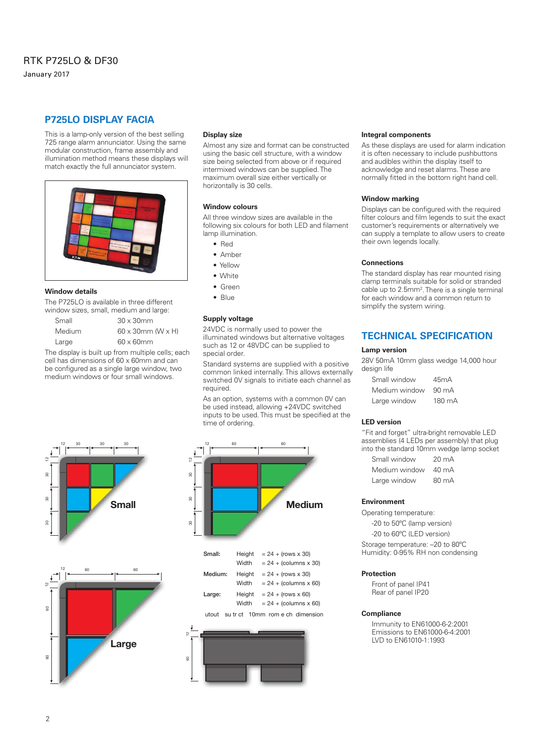RTK P725LO & DF30

January 2017

## P725LO DISPLAY FACIA

This is a lamp-only version of the best selling 725 range alarm annunciator. Using the same modular construction, frame assembly and illumination method means these displays will match exactly the full annunciator system.

### Window details

The P725LO is available in three different window sizes, small, medium and large:

| | |
|---|---|
| Small | 30 x 30mm |
| Medium | 60 x 30mm (W x H) |
| Large | 60 x 60mm |

The display is built up from multiple cells; each cell has dimensions of 60 x 60mm and can be configured as a single large window, two medium windows or four small windows.

### Display size

Almost any size and format can be constructed using the basic cell structure, with a window size being selected from above or if required intermixed windows can be supplied. The maximum overall size either vertically or horizontally is 30 cells.

### Window colours

All three window sizes are available in the following six colours for both LED and filament lamp illumination.

- Red
- Amber
- Yellow
- White
- Green
- Blue

### Supply voltage

24VDC is normally used to power the illuminated windows but alternative voltages such as 12 or 48VDC can be supplied to special order.

Standard systems are supplied with a positive common linked internally. This allows externally switched 0V signals to initiate each channel as required.

As an option, systems with a common 0V can be used instead, allowing +24VDC switched inputs to be used. This must be specified at the time of ordering.

| | | |
|---|---|---|
| Small: | Height | = 24 + (rows x 30) |
| | Width | = 24 + (columns x 30) |
| Medium: | Height | = 24 + (rows x 30) |
| | Width | = 24 + (columns x 60) |
| Large: | Height | = 24 + (rows x 60) |
| | Width | = 24 + (columns x 60) |

utout su tr ct 10mm rom e ch dimension

### Integral components

As these displays are used for alarm indication it is often necessary to include pushbuttons and audibles within the display itself to acknowledge and reset alarms. These are normally fitted in the bottom right hand cell.

### Window marking

Displays can be configured with the required filter colours and film legends to suit the exact customer's requirements or alternatively we can supply a template to allow users to create their own legends locally.

### Connections

The standard display has rear mounted rising clamp terminals suitable for solid or stranded cable up to 2.5mm². There is a single terminal for each window and a common return to simplify the system wiring.

## TECHNICAL SPECIFICATION

### Lamp version

28V 50mA 10mm glass wedge 14,000 hour design life

| | |
|---|---|
| Small window | 45mA |
| Medium window | 90 mA |
| Large window | 180 mA |

### LED version

"Fit and forget" ultra-bright removable LED assemblies (4 LEDs per assembly) that plug into the standard 10mm wedge lamp socket

| | |
|---|---|
| Small window | 20 mA |
| Medium window | 40 mA |
| Large window | 80 mA |

### Environment

Operating temperature:

-20 to 50ºC (lamp version)

-20 to 60ºC (LED version)

Storage temperature: –20 to 80ºC

Humidity: 0-95% RH non condensing

### Protection

Front of panel IP41

Rear of panel IP20

### Compliance

Immunity to EN61000-6-2:2001

Emissions to EN61000-6-4:2001

LVD to EN61010-1:1993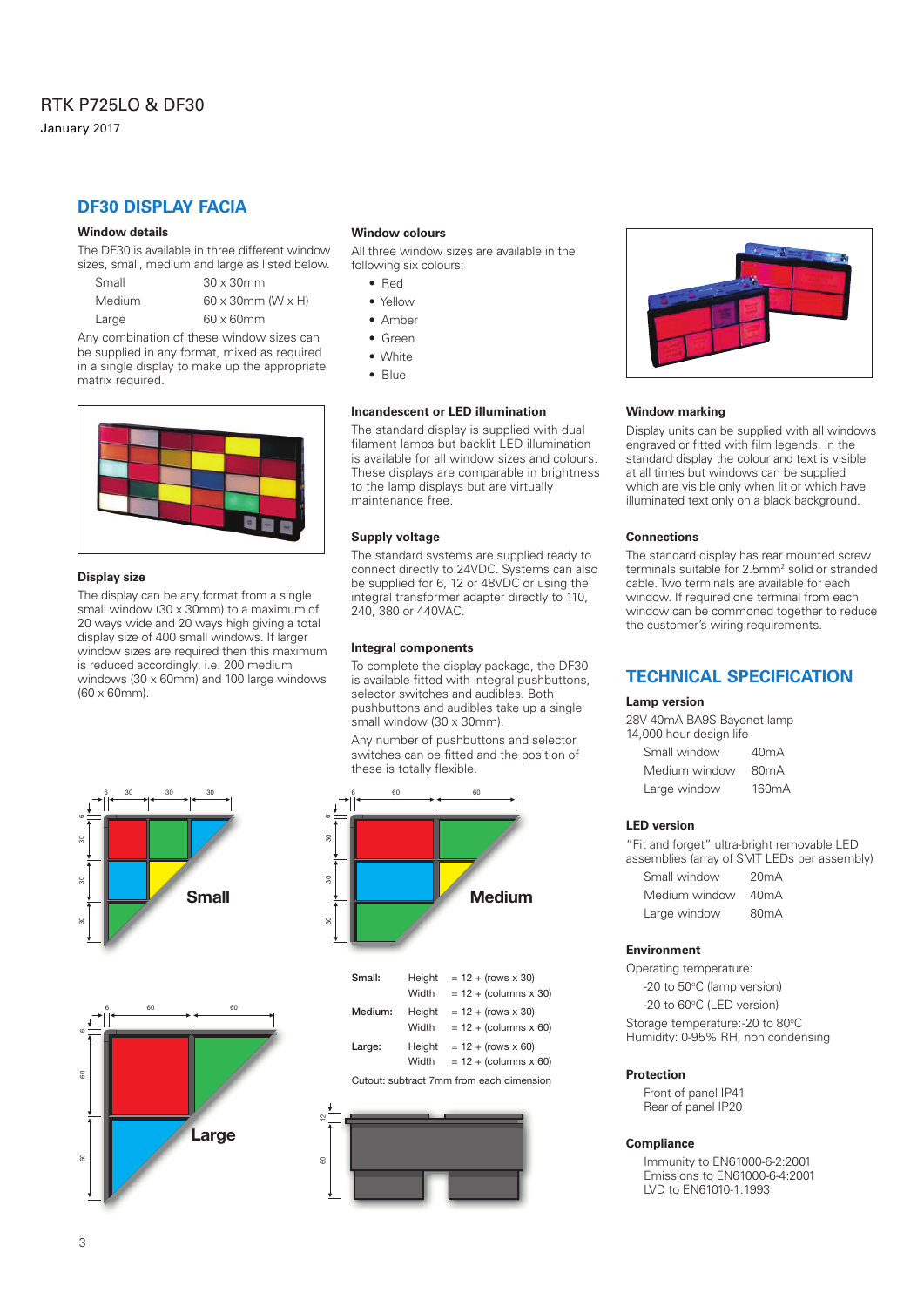RTK P725LO & DF30

January 2017

## DF30 DISPLAY FACIA

### Window details

The DF30 is available in three different window sizes, small, medium and large as listed below.

| | |
|---|---|
| Small | 30 x 30mm |
| Medium | 60 x 30mm (W x H) |
| Large | 60 x 60mm |

Any combination of these window sizes can be supplied in any format, mixed as required in a single display to make up the appropriate matrix required.

### Display size

The display can be any format from a single small window (30 x 30mm) to a maximum of 20 ways wide and 20 ways high giving a total display size of 400 small windows. If larger window sizes are required then this maximum is reduced accordingly, i.e. 200 medium windows (30 x 60mm) and 100 large windows (60 x 60mm).

### Window colours

All three window sizes are available in the following six colours:

- Red
- Yellow
- Amber
- Green
- White
- Blue

### Incandescent or LED illumination

The standard display is supplied with dual filament lamps but backlit LED illumination is available for all window sizes and colours. These displays are comparable in brightness to the lamp displays but are virtually maintenance free.

### Supply voltage

The standard systems are supplied ready to connect directly to 24VDC. Systems can also be supplied for 6, 12 or 48VDC or using the integral transformer adapter directly to 110, 240, 380 or 440VAC.

### Integral components

To complete the display package, the DF30 is available fitted with integral pushbuttons, selector switches and audibles. Both pushbuttons and audibles take up a single small window (30 x 30mm).

Any number of pushbuttons and selector switches can be fitted and the position of these is totally flexible.

Small / Medium / Large

| | | |
|---|---|---|
| Small: | Height | = 12 + (rows x 30) |
| | Width | = 12 + (columns x 30) |
| Medium: | Height | = 12 + (rows x 30) |
| | Width | = 12 + (columns x 60) |
| Large: | Height | = 12 + (rows x 60) |
| | Width | = 12 + (columns x 60) |

Cutout: subtract 7mm from each dimension

### Window marking

Display units can be supplied with all windows engraved or fitted with film legends. In the standard display the colour and text is visible at all times but windows can be supplied which are visible only when lit or which have illuminated text only on a black background.

### Connections

The standard display has rear mounted screw terminals suitable for 2.5mm² solid or stranded cable. Two terminals are available for each window. If required one terminal from each window can be commoned together to reduce the customer's wiring requirements.

## TECHNICAL SPECIFICATION

### Lamp version

28V 40mA BA9S Bayonet lamp
14,000 hour design life

| | |
|---|---|
| Small window | 40mA |
| Medium window | 80mA |
| Large window | 160mA |

### LED version

"Fit and forget" ultra-bright removable LED assemblies (array of SMT LEDs per assembly)

| | |
|---|---|
| Small window | 20mA |
| Medium window | 40mA |
| Large window | 80mA |

### Environment

Operating temperature:

-20 to 50°C (lamp version)

-20 to 60°C (LED version)

Storage temperature:-20 to 80°C

Humidity: 0-95% RH, non condensing

### Protection

Front of panel IP41
Rear of panel IP20

### Compliance

Immunity to EN61000-6-2:2001
Emissions to EN61000-6-4:2001
LVD to EN61010-1:1993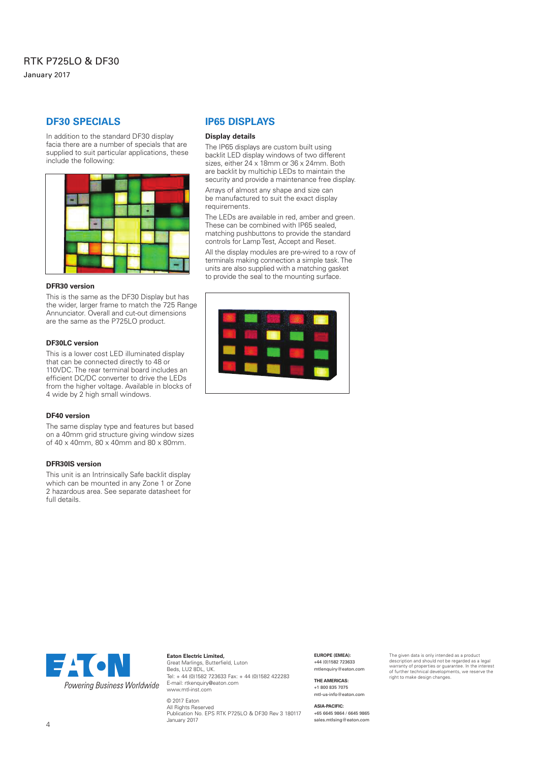## DF30 SPECIALS

In addition to the standard DF30 display facia there are a number of specials that are supplied to suit particular applications, these include the following:

### DFR30 version

This is the same as the DF30 Display but has the wider, larger frame to match the 725 Range Annunciator. Overall and cut-out dimensions are the same as the P725LO product.

### DF30LC version

This is a lower cost LED illuminated display that can be connected directly to 48 or 110VDC. The rear terminal board includes an efficient DC/DC converter to drive the LEDs from the higher voltage. Available in blocks of 4 wide by 2 high small windows.

### DF40 version

The same display type and features but based on a 40mm grid structure giving window sizes of 40 x 40mm, 80 x 40mm and 80 x 80mm.

### DFR30IS version

This unit is an Intrinsically Safe backlit display which can be mounted in any Zone 1 or Zone 2 hazardous area. See separate datasheet for full details.

## IP65 DISPLAYS

### Display details

The IP65 displays are custom built using backlit LED display windows of two different sizes, either 24 x 18mm or 36 x 24mm. Both are backlit by multichip LEDs to maintain the security and provide a maintenance free display.

Arrays of almost any shape and size can be manufactured to suit the exact display requirements.

The LEDs are available in red, amber and green. These can be combined with IP65 sealed, matching pushbuttons to provide the standard controls for Lamp Test, Accept and Reset.

All the display modules are pre-wired to a row of terminals making connection a simple task. The units are also supplied with a matching gasket to provide the seal to the mounting surface.

---

EATON
Powering Business Worldwide

**Eaton Electric Limited,**
Great Marlings, Butterfield, Luton
Beds, LU2 8DL, UK.
Tel: + 44 (0)1582 723633 Fax: + 44 (0)1582 422283
E-mail: rtkenquiry@eaton.com
www.mtl-inst.com

© 2017 Eaton
All Rights Reserved
Publication No. EPS RTK P725LO & DF30 Rev 3 180117
January 2017

**EUROPE (EMEA):**
+44 (0)1582 723633
mtlenquiry@eaton.com

**THE AMERICAS:**
+1 800 835 7075
mtl-us-info@eaton.com

**ASIA-PACIFIC:**
+65 6645 9864 / 6645 9865
sales.mtlsing@eaton.com

The given data is only intended as a product description and should not be regarded as a legal warranty of properties or guarantee. In the interest of further technical developments, we reserve the right to make design changes.